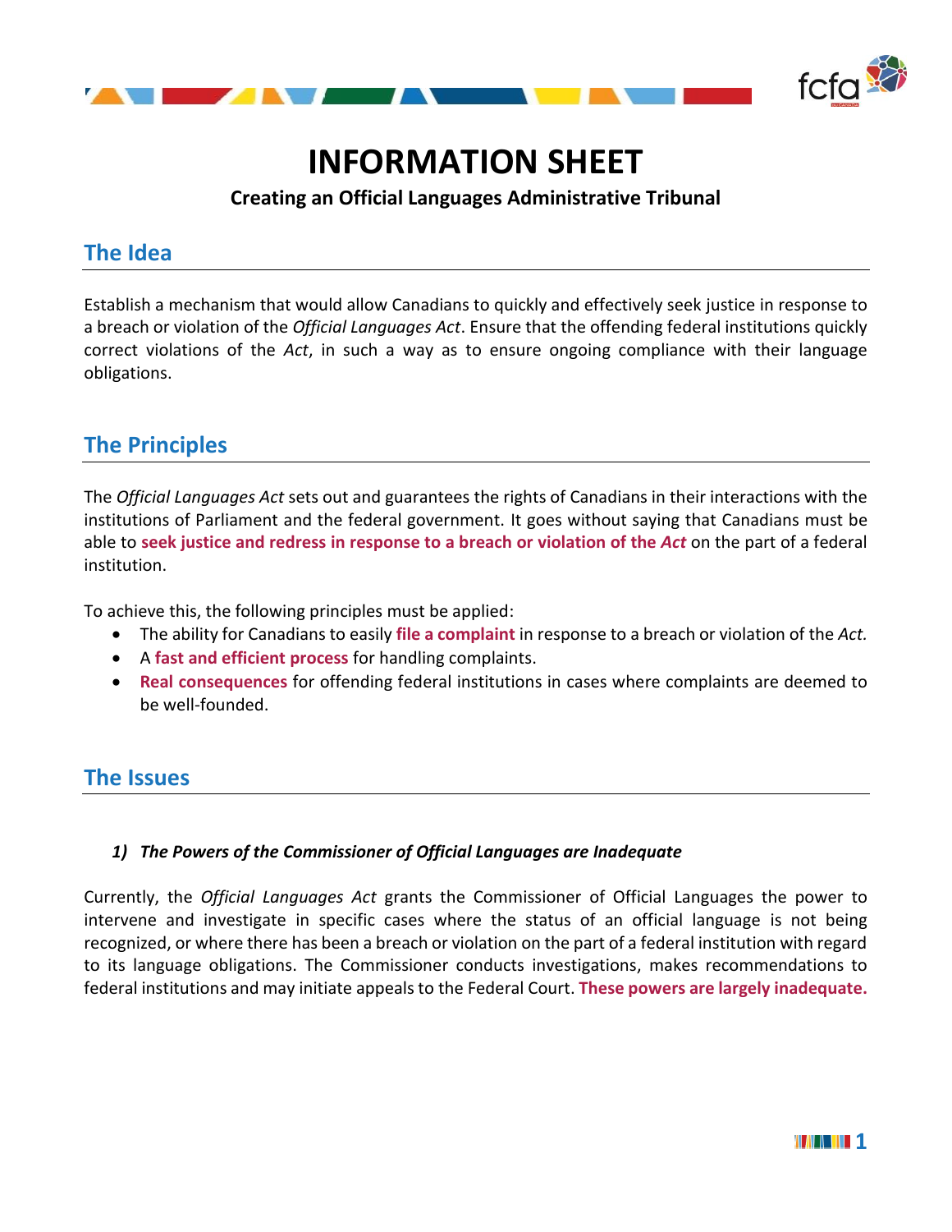# INFORMATION SHEET

**Creating an Official Languages Administrative Tribunal**

## The Idea

Establish a mechanism that would allow Canadians to quickly and effectively seek justice in response to a breach or violation of the *Official Languages Act*. Ensure that the offending federal institutions quickly correct violations of the *Act*, in such a way as to ensure ongoing compliance with their language obligations.

## The Principles

The *Official Languages Act* sets out and guarantees the rights of Canadians in their interactions with the institutions of Parliament and the federal government. It goes without saying that Canadians must be able to **seek justice and redress in response to a breach or violation of the *Act*** on the part of a federal institution.

To achieve this, the following principles must be applied:

- The ability for Canadians to easily **file a complaint** in response to a breach or violation of the *Act.*
- A **fast and efficient process** for handling complaints.
- **Real consequences** for offending federal institutions in cases where complaints are deemed to be well-founded.

## The Issues

### *1) The Powers of the Commissioner of Official Languages are Inadequate*

Currently, the *Official Languages Act* grants the Commissioner of Official Languages the power to intervene and investigate in specific cases where the status of an official language is not being recognized, or where there has been a breach or violation on the part of a federal institution with regard to its language obligations. The Commissioner conducts investigations, makes recommendations to federal institutions and may initiate appeals to the Federal Court. **These powers are largely inadequate.**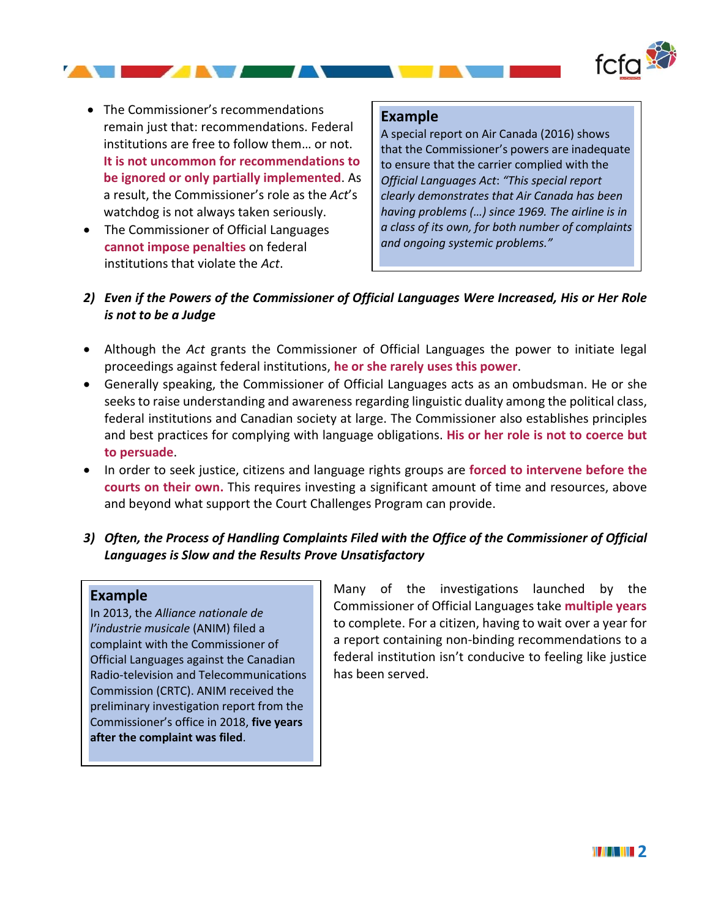- The Commissioner's recommendations remain just that: recommendations. Federal institutions are free to follow them… or not. **It is not uncommon for recommendations to be ignored or only partially implemented**. As a result, the Commissioner's role as the *Act*'s watchdog is not always taken seriously.
- The Commissioner of Official Languages **cannot impose penalties** on federal institutions that violate the *Act*.

> **Example**
>
> A special report on Air Canada (2016) shows that the Commissioner's powers are inadequate to ensure that the carrier complied with the *Official Languages Act*: *"This special report clearly demonstrates that Air Canada has been having problems (…) since 1969. The airline is in a class of its own, for both number of complaints and ongoing systemic problems."*

### 2) *Even if the Powers of the Commissioner of Official Languages Were Increased, His or Her Role is not to be a Judge*

- Although the *Act* grants the Commissioner of Official Languages the power to initiate legal proceedings against federal institutions, **he or she rarely uses this power**.
- Generally speaking, the Commissioner of Official Languages acts as an ombudsman. He or she seeks to raise understanding and awareness regarding linguistic duality among the political class, federal institutions and Canadian society at large. The Commissioner also establishes principles and best practices for complying with language obligations. **His or her role is not to coerce but to persuade**.
- In order to seek justice, citizens and language rights groups are **forced to intervene before the courts on their own.** This requires investing a significant amount of time and resources, above and beyond what support the Court Challenges Program can provide.

### 3) *Often, the Process of Handling Complaints Filed with the Office of the Commissioner of Official Languages is Slow and the Results Prove Unsatisfactory*

> **Example**
>
> In 2013, the *Alliance nationale de l'industrie musicale* (ANIM) filed a complaint with the Commissioner of Official Languages against the Canadian Radio-television and Telecommunications Commission (CRTC). ANIM received the preliminary investigation report from the Commissioner's office in 2018, **five years after the complaint was filed**.

Many of the investigations launched by the Commissioner of Official Languages take **multiple years** to complete. For a citizen, having to wait over a year for a report containing non-binding recommendations to a federal institution isn't conducive to feeling like justice has been served.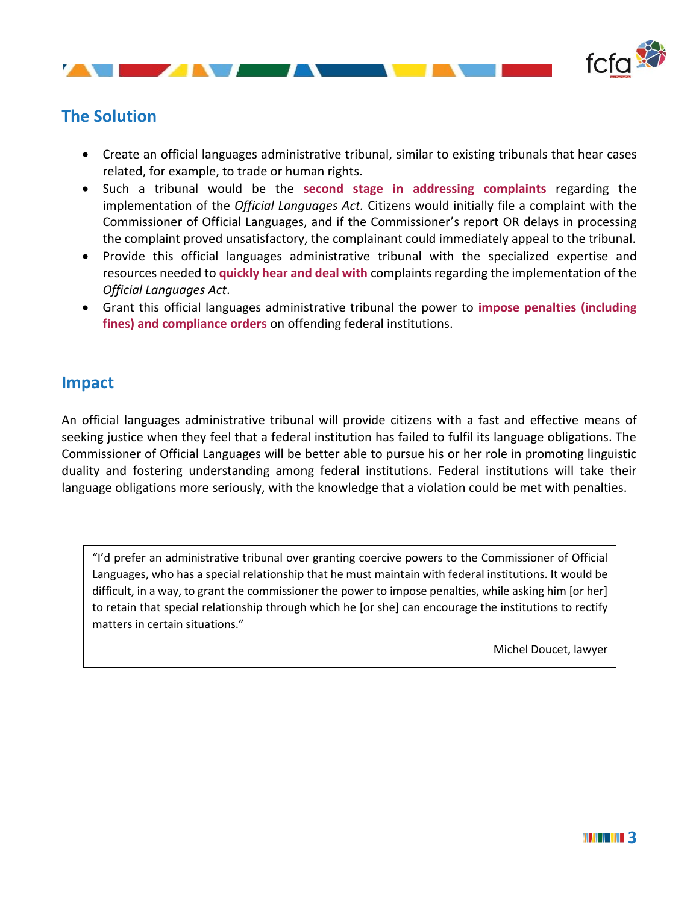## The Solution

- Create an official languages administrative tribunal, similar to existing tribunals that hear cases related, for example, to trade or human rights.
- Such a tribunal would be the **second stage in addressing complaints** regarding the implementation of the *Official Languages Act.* Citizens would initially file a complaint with the Commissioner of Official Languages, and if the Commissioner's report OR delays in processing the complaint proved unsatisfactory, the complainant could immediately appeal to the tribunal.
- Provide this official languages administrative tribunal with the specialized expertise and resources needed to **quickly hear and deal with** complaints regarding the implementation of the *Official Languages Act*.
- Grant this official languages administrative tribunal the power to **impose penalties (including fines) and compliance orders** on offending federal institutions.

## Impact

An official languages administrative tribunal will provide citizens with a fast and effective means of seeking justice when they feel that a federal institution has failed to fulfil its language obligations. The Commissioner of Official Languages will be better able to pursue his or her role in promoting linguistic duality and fostering understanding among federal institutions. Federal institutions will take their language obligations more seriously, with the knowledge that a violation could be met with penalties.

> "I'd prefer an administrative tribunal over granting coercive powers to the Commissioner of Official Languages, who has a special relationship that he must maintain with federal institutions. It would be difficult, in a way, to grant the commissioner the power to impose penalties, while asking him [or her] to retain that special relationship through which he [or she] can encourage the institutions to rectify matters in certain situations."
>
> Michel Doucet, lawyer